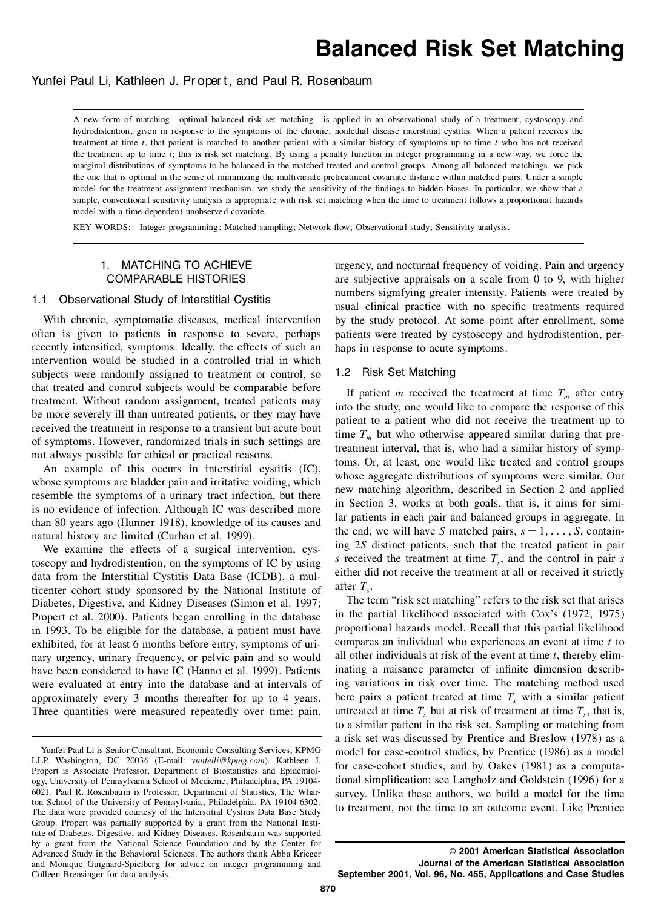# Balanced Risk Set Matching

Yunfei Paul Li, Kathleen J. Propert, and Paul R. Rosenbaum

A new form of matching—optimal balanced risk set matching—is applied in an observational study of a treatment, cystoscopy and hydrodistention, given in response to the symptoms of the chronic, nonlethal disease interstitial cystitis. When a patient receives the treatment at time $t$, that patient is matched to another patient with a similar history of symptoms up to time $t$ who has not received the treatment up to time $t$; this is risk set matching. By using a penalty function in integer programming in a new way, we force the marginal distributions of symptoms to be balanced in the matched treated and control groups. Among all balanced matchings, we pick the one that is optimal in the sense of minimizing the multivariate pretreatment covariate distance within matched pairs. Under a simple model for the treatment assignment mechanism, we study the sensitivity of the findings to hidden biases. In particular, we show that a simple, conventional sensitivity analysis is appropriate with risk set matching when the time to treatment follows a proportional hazards model with a time-dependent unobserved covariate.

KEY WORDS: Integer programming; Matched sampling; Network flow; Observational study; Sensitivity analysis.

## 1. MATCHING TO ACHIEVE COMPARABLE HISTORIES

### 1.1 Observational Study of Interstitial Cystitis

With chronic, symptomatic diseases, medical intervention often is given to patients in response to severe, perhaps recently intensified, symptoms. Ideally, the effects of such an intervention would be studied in a controlled trial in which subjects were randomly assigned to treatment or control, so that treated and control subjects would be comparable before treatment. Without random assignment, treated patients may be more severely ill than untreated patients, or they may have received the treatment in response to a transient but acute bout of symptoms. However, randomized trials in such settings are not always possible for ethical or practical reasons.

An example of this occurs in interstitial cystitis (IC), whose symptoms are bladder pain and irritative voiding, which resemble the symptoms of a urinary tract infection, but there is no evidence of infection. Although IC was described more than 80 years ago (Hunner 1918), knowledge of its causes and natural history are limited (Curhan et al. 1999).

We examine the effects of a surgical intervention, cystoscopy and hydrodistention, on the symptoms of IC by using data from the Interstitial Cystitis Data Base (ICDB), a multicenter cohort study sponsored by the National Institute of Diabetes, Digestive, and Kidney Diseases (Simon et al. 1997; Propert et al. 2000). Patients began enrolling in the database in 1993. To be eligible for the database, a patient must have exhibited, for at least 6 months before entry, symptoms of urinary urgency, urinary frequency, or pelvic pain and so would have been considered to have IC (Hanno et al. 1999). Patients were evaluated at entry into the database and at intervals of approximately every 3 months thereafter for up to 4 years. Three quantities were measured repeatedly over time: pain, urgency, and nocturnal frequency of voiding. Pain and urgency are subjective appraisals on a scale from 0 to 9, with higher numbers signifying greater intensity. Patients were treated by usual clinical practice with no specific treatments required by the study protocol. At some point after enrollment, some patients were treated by cystoscopy and hydrodistention, perhaps in response to acute symptoms.

### 1.2 Risk Set Matching

If patient $m$ received the treatment at time $T_m$ after entry into the study, one would like to compare the response of this patient to a patient who did not receive the treatment up to time $T_m$ but who otherwise appeared similar during that pretreatment interval, that is, who had a similar history of symptoms. Or, at least, one would like treated and control groups whose aggregate distributions of symptoms were similar. Our new matching algorithm, described in Section 2 and applied in Section 3, works at both goals, that is, it aims for similar patients in each pair and balanced groups in aggregate. In the end, we will have $S$ matched pairs, $s = 1, \ldots, S$, containing $2S$ distinct patients, such that the treated patient in pair $s$ received the treatment at time $T_s$, and the control in pair $s$ either did not receive the treatment at all or received it strictly after $T_s$.

The term "risk set matching" refers to the risk set that arises in the partial likelihood associated with Cox's (1972, 1975) proportional hazards model. Recall that this partial likelihood compares an individual who experiences an event at time $t$ to all other individuals at risk of the event at time $t$, thereby eliminating a nuisance parameter of infinite dimension describing variations in risk over time. The matching method used here pairs a patient treated at time $T_s$ with a similar patient untreated at time $T_s$ but at risk of treatment at time $T_s$, that is, to a similar patient in the risk set. Sampling or matching from a risk set was discussed by Prentice and Breslow (1978) as a model for case-control studies, by Prentice (1986) as a model for case-cohort studies, and by Oakes (1981) as a computational simplification; see Langholz and Goldstein (1996) for a survey. Unlike these authors, we build a model for the time to treatment, not the time to an outcome event. Like Prentice

---

Yunfei Paul Li is Senior Consultant, Economic Consulting Services, KPMG LLP, Washington, DC 20036 (E-mail: *yunfeili@kpmg.com*). Kathleen J. Propert is Associate Professor, Department of Biostatistics and Epidemiology, University of Pennsylvania School of Medicine, Philadelphia, PA 19104-6021. Paul R. Rosenbaum is Professor, Department of Statistics, The Wharton School of the University of Pennsylvania, Philadelphia, PA 19104-6302. The data were provided courtesy of the Interstitial Cystitis Data Base Study Group. Propert was partially supported by a grant from the National Institute of Diabetes, Digestive, and Kidney Diseases. Rosenbaum was supported by a grant from the National Science Foundation and by the Center for Advanced Study in the Behavioral Sciences. The authors thank Abba Krieger and Monique Guignard-Spielberg for advice on integer programming and Colleen Brensinger for data analysis.

© 2001 American Statistical Association
Journal of the American Statistical Association
September 2001, Vol. 96, No. 455, Applications and Case Studies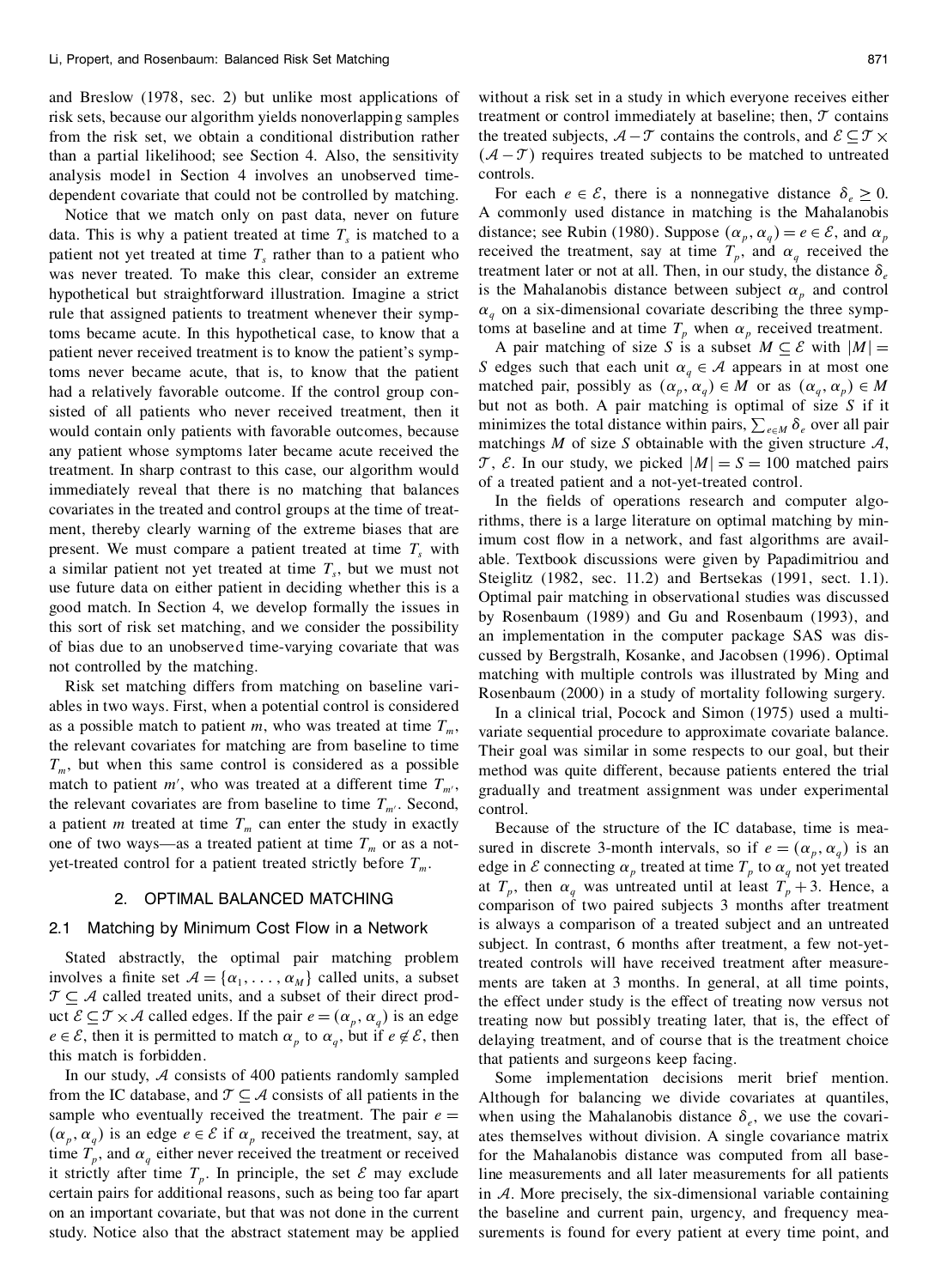and Breslow (1978, sec. 2) but unlike most applications of risk sets, because our algorithm yields nonoverlapping samples from the risk set, we obtain a conditional distribution rather than a partial likelihood; see Section 4. Also, the sensitivity analysis model in Section 4 involves an unobserved time-dependent covariate that could not be controlled by matching.

Notice that we match only on past data, never on future data. This is why a patient treated at time $T_s$ is matched to a patient not yet treated at time $T_s$ rather than to a patient who was never treated. To make this clear, consider an extreme hypothetical but straightforward illustration. Imagine a strict rule that assigned patients to treatment whenever their symptoms became acute. In this hypothetical case, to know that a patient never received treatment is to know the patient's symptoms never became acute, that is, to know that the patient had a relatively favorable outcome. If the control group consisted of all patients who never received treatment, then it would contain only patients with favorable outcomes, because any patient whose symptoms later became acute received the treatment. In sharp contrast to this case, our algorithm would immediately reveal that there is no matching that balances covariates in the treated and control groups at the time of treatment, thereby clearly warning of the extreme biases that are present. We must compare a patient treated at time $T_s$ with a similar patient not yet treated at time $T_s$, but we must not use future data on either patient in deciding whether this is a good match. In Section 4, we develop formally the issues in this sort of risk set matching, and we consider the possibility of bias due to an unobserved time-varying covariate that was not controlled by the matching.

Risk set matching differs from matching on baseline variables in two ways. First, when a potential control is considered as a possible match to patient $m$, who was treated at time $T_m$, the relevant covariates for matching are from baseline to time $T_m$, but when this same control is considered as a possible match to patient $m'$, who was treated at a different time $T_{m'}$, the relevant covariates are from baseline to time $T_{m'}$. Second, a patient $m$ treated at time $T_m$ can enter the study in exactly one of two ways—as a treated patient at time $T_m$ or as a not-yet-treated control for a patient treated strictly before $T_m$.

## 2. OPTIMAL BALANCED MATCHING

### 2.1 Matching by Minimum Cost Flow in a Network

Stated abstractly, the optimal pair matching problem involves a finite set $\mathcal{A} = \{\alpha_1, \ldots, \alpha_M\}$ called units, a subset $\mathcal{T} \subseteq \mathcal{A}$ called treated units, and a subset of their direct product $\mathcal{E} \subseteq \mathcal{T} \times \mathcal{A}$ called edges. If the pair $e = (\alpha_p, \alpha_q)$ is an edge $e \in \mathcal{E}$, then it is permitted to match $\alpha_p$ to $\alpha_q$, but if $e \notin \mathcal{E}$, then this match is forbidden.

In our study, $\mathcal{A}$ consists of 400 patients randomly sampled from the IC database, and $\mathcal{T} \subseteq \mathcal{A}$ consists of all patients in the sample who eventually received the treatment. The pair $e = (\alpha_p, \alpha_q)$ is an edge $e \in \mathcal{E}$ if $\alpha_p$ received the treatment, say, at time $T_p$, and $\alpha_q$ either never received the treatment or received it strictly after time $T_p$. In principle, the set $\mathcal{E}$ may exclude certain pairs for additional reasons, such as being too far apart on an important covariate, but that was not done in the current study. Notice also that the abstract statement may be applied without a risk set in a study in which everyone receives either treatment or control immediately at baseline; then, $\mathcal{T}$ contains the treated subjects, $\mathcal{A} - \mathcal{T}$ contains the controls, and $\mathcal{E} \subseteq \mathcal{T} \times (\mathcal{A} - \mathcal{T})$ requires treated subjects to be matched to untreated controls.

For each $e \in \mathcal{E}$, there is a nonnegative distance $\delta_e \geq 0$. A commonly used distance in matching is the Mahalanobis distance; see Rubin (1980). Suppose $(\alpha_p, \alpha_q) = e \in \mathcal{E}$, and $\alpha_p$ received the treatment, say at time $T_p$, and $\alpha_q$ received the treatment later or not at all. Then, in our study, the distance $\delta_e$ is the Mahalanobis distance between subject $\alpha_p$ and control $\alpha_q$ on a six-dimensional covariate describing the three symptoms at baseline and at time $T_p$ when $\alpha_p$ received treatment.

A pair matching of size $S$ is a subset $M \subseteq \mathcal{E}$ with $|M| = S$ edges such that each unit $\alpha_q \in \mathcal{A}$ appears in at most one matched pair, possibly as $(\alpha_p, \alpha_q) \in M$ or as $(\alpha_q, \alpha_p) \in M$ but not as both. A pair matching is optimal of size $S$ if it minimizes the total distance within pairs, $\sum_{e \in M} \delta_e$ over all pair matchings $M$ of size $S$ obtainable with the given structure $\mathcal{A}$, $\mathcal{T}$, $\mathcal{E}$. In our study, we picked $|M| = S = 100$ matched pairs of a treated patient and a not-yet-treated control.

In the fields of operations research and computer algorithms, there is a large literature on optimal matching by minimum cost flow in a network, and fast algorithms are available. Textbook discussions were given by Papadimitriou and Steiglitz (1982, sec. 11.2) and Bertsekas (1991, sect. 1.1). Optimal pair matching in observational studies was discussed by Rosenbaum (1989) and Gu and Rosenbaum (1993), and an implementation in the computer package SAS was discussed by Bergstralh, Kosanke, and Jacobsen (1996). Optimal matching with multiple controls was illustrated by Ming and Rosenbaum (2000) in a study of mortality following surgery.

In a clinical trial, Pocock and Simon (1975) used a multivariate sequential procedure to approximate covariate balance. Their goal was similar in some respects to our goal, but their method was quite different, because patients entered the trial gradually and treatment assignment was under experimental control.

Because of the structure of the IC database, time is measured in discrete 3-month intervals, so if $e = (\alpha_p, \alpha_q)$ is an edge in $\mathcal{E}$ connecting $\alpha_p$ treated at time $T_p$ to $\alpha_q$ not yet treated at $T_p$, then $\alpha_q$ was untreated until at least $T_p + 3$. Hence, a comparison of two paired subjects 3 months after treatment is always a comparison of a treated subject and an untreated subject. In contrast, 6 months after treatment, a few not-yet-treated controls will have received treatment after measurements are taken at 3 months. In general, at all time points, the effect under study is the effect of treating now versus not treating now but possibly treating later, that is, the effect of delaying treatment, and of course that is the treatment choice that patients and surgeons keep facing.

Some implementation decisions merit brief mention. Although for balancing we divide covariates at quantiles, when using the Mahalanobis distance $\delta_e$, we use the covariates themselves without division. A single covariance matrix for the Mahalanobis distance was computed from all baseline measurements and all later measurements for all patients in $\mathcal{A}$. More precisely, the six-dimensional variable containing the baseline and current pain, urgency, and frequency measurements is found for every patient at every time point, and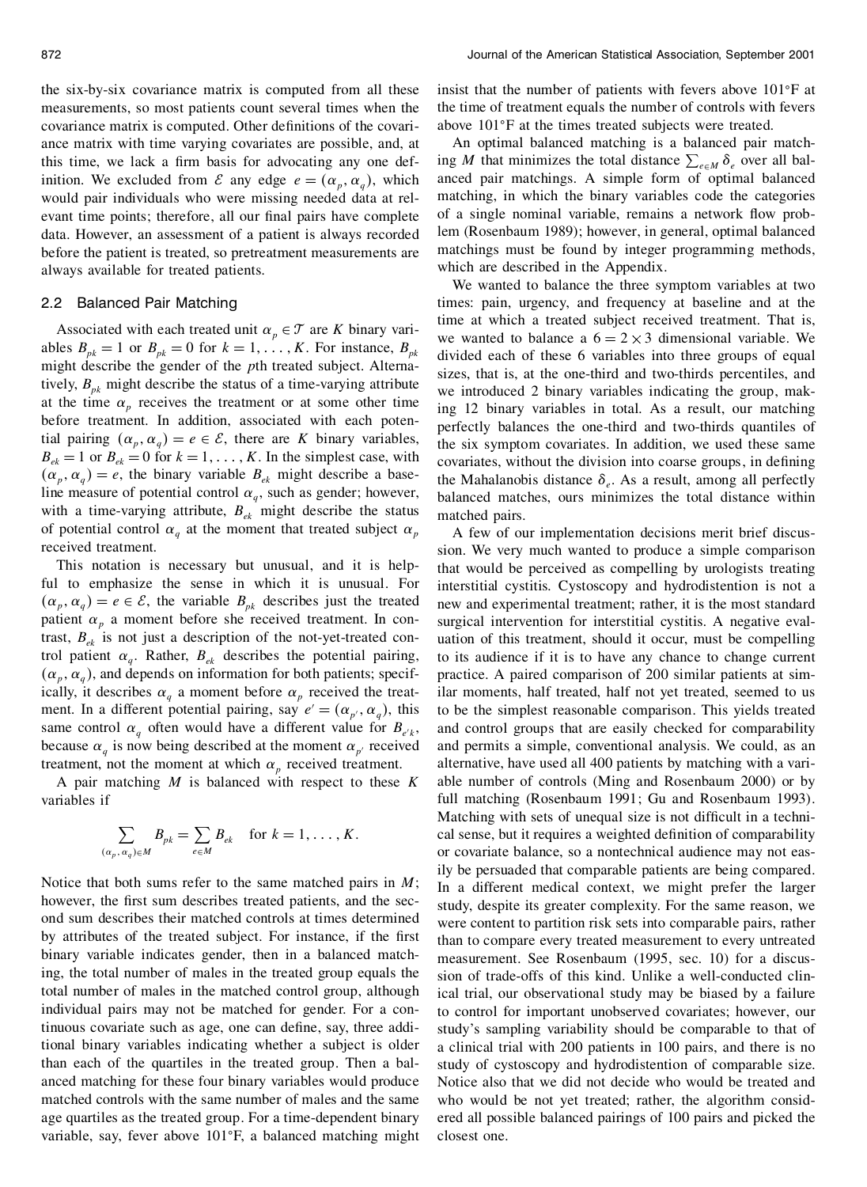the six-by-six covariance matrix is computed from all these measurements, so most patients count several times when the covariance matrix is computed. Other definitions of the covariance matrix with time varying covariates are possible, and, at this time, we lack a firm basis for advocating any one definition. We excluded from $\mathcal{E}$ any edge $e = (\alpha_p, \alpha_q)$, which would pair individuals who were missing needed data at relevant time points; therefore, all our final pairs have complete data. However, an assessment of a patient is always recorded before the patient is treated, so pretreatment measurements are always available for treated patients.

## 2.2 Balanced Pair Matching

Associated with each treated unit $\alpha_p \in \mathcal{T}$ are $K$ binary variables $B_{pk} = 1$ or $B_{pk} = 0$ for $k = 1, \ldots, K$. For instance, $B_{pk}$ might describe the gender of the $p$th treated subject. Alternatively, $B_{pk}$ might describe the status of a time-varying attribute at the time $\alpha_p$ receives the treatment or at some other time before treatment. In addition, associated with each potential pairing $(\alpha_p, \alpha_q) = e \in \mathcal{E}$, there are $K$ binary variables, $B_{ek} = 1$ or $B_{ek} = 0$ for $k = 1, \ldots, K$. In the simplest case, with $(\alpha_p, \alpha_q) = e$, the binary variable $B_{ek}$ might describe a baseline measure of potential control $\alpha_q$, such as gender; however, with a time-varying attribute, $B_{ek}$ might describe the status of potential control $\alpha_q$ at the moment that treated subject $\alpha_p$ received treatment.

This notation is necessary but unusual, and it is helpful to emphasize the sense in which it is unusual. For $(\alpha_p, \alpha_q) = e \in \mathcal{E}$, the variable $B_{pk}$ describes just the treated patient $\alpha_p$ a moment before she received treatment. In contrast, $B_{ek}$ is not just a description of the not-yet-treated control patient $\alpha_q$. Rather, $B_{ek}$ describes the potential pairing, $(\alpha_p, \alpha_q)$, and depends on information for both patients; specifically, it describes $\alpha_q$ a moment before $\alpha_p$ received the treatment. In a different potential pairing, say $e' = (\alpha_{p'}, \alpha_q)$, this same control $\alpha_q$ often would have a different value for $B_{e'k}$, because $\alpha_q$ is now being described at the moment $\alpha_{p'}$ received treatment, not the moment at which $\alpha_p$ received treatment.

A pair matching $M$ is balanced with respect to these $K$ variables if

$$\sum_{(\alpha_p, \alpha_q) \in M} B_{pk} = \sum_{e \in M} B_{ek} \quad \text{for } k = 1, \ldots, K.$$

Notice that both sums refer to the same matched pairs in $M$; however, the first sum describes treated patients, and the second sum describes their matched controls at times determined by attributes of the treated subject. For instance, if the first binary variable indicates gender, then in a balanced matching, the total number of males in the treated group equals the total number of males in the matched control group, although individual pairs may not be matched for gender. For a continuous covariate such as age, one can define, say, three additional binary variables indicating whether a subject is older than each of the quartiles in the treated group. Then a balanced matching for these four binary variables would produce matched controls with the same number of males and the same age quartiles as the treated group. For a time-dependent binary variable, say, fever above 101°F, a balanced matching might insist that the number of patients with fevers above 101°F at the time of treatment equals the number of controls with fevers above 101°F at the times treated subjects were treated.

An optimal balanced matching is a balanced pair matching $M$ that minimizes the total distance $\sum_{e \in M} \delta_e$ over all balanced pair matchings. A simple form of optimal balanced matching, in which the binary variables code the categories of a single nominal variable, remains a network flow problem (Rosenbaum 1989); however, in general, optimal balanced matchings must be found by integer programming methods, which are described in the Appendix.

We wanted to balance the three symptom variables at two times: pain, urgency, and frequency at baseline and at the time at which a treated subject received treatment. That is, we wanted to balance a $6 = 2 \times 3$ dimensional variable. We divided each of these 6 variables into three groups of equal sizes, that is, at the one-third and two-thirds percentiles, and we introduced 2 binary variables indicating the group, making 12 binary variables in total. As a result, our matching perfectly balances the one-third and two-thirds quantiles of the six symptom covariates. In addition, we used these same covariates, without the division into coarse groups, in defining the Mahalanobis distance $\delta_e$. As a result, among all perfectly balanced matches, ours minimizes the total distance within matched pairs.

A few of our implementation decisions merit brief discussion. We very much wanted to produce a simple comparison that would be perceived as compelling by urologists treating interstitial cystitis. Cystoscopy and hydrodistention is not a new and experimental treatment; rather, it is the most standard surgical intervention for interstitial cystitis. A negative evaluation of this treatment, should it occur, must be compelling to its audience if it is to have any chance to change current practice. A paired comparison of 200 similar patients at similar moments, half treated, half not yet treated, seemed to us to be the simplest reasonable comparison. This yields treated and control groups that are easily checked for comparability and permits a simple, conventional analysis. We could, as an alternative, have used all 400 patients by matching with a variable number of controls (Ming and Rosenbaum 2000) or by full matching (Rosenbaum 1991; Gu and Rosenbaum 1993). Matching with sets of unequal size is not difficult in a technical sense, but it requires a weighted definition of comparability or covariate balance, so a nontechnical audience may not easily be persuaded that comparable patients are being compared. In a different medical context, we might prefer the larger study, despite its greater complexity. For the same reason, we were content to partition risk sets into comparable pairs, rather than to compare every treated measurement to every untreated measurement. See Rosenbaum (1995, sec. 10) for a discussion of trade-offs of this kind. Unlike a well-conducted clinical trial, our observational study may be biased by a failure to control for important unobserved covariates; however, our study's sampling variability should be comparable to that of a clinical trial with 200 patients in 100 pairs, and there is no study of cystoscopy and hydrodistention of comparable size. Notice also that we did not decide who would be treated and who would be not yet treated; rather, the algorithm considered all possible balanced pairings of 100 pairs and picked the closest one.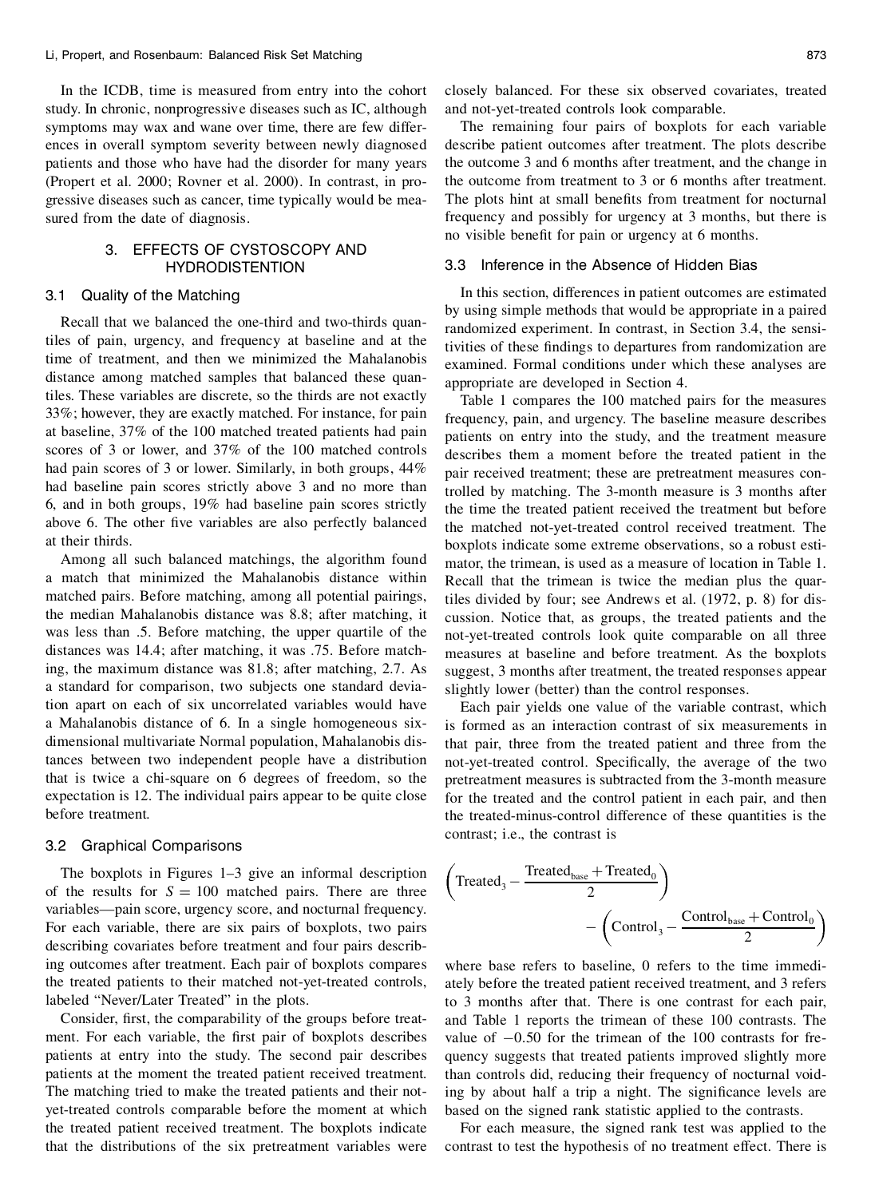In the ICDB, time is measured from entry into the cohort study. In chronic, nonprogressive diseases such as IC, although symptoms may wax and wane over time, there are few differences in overall symptom severity between newly diagnosed patients and those who have had the disorder for many years (Propert et al. 2000; Rovner et al. 2000). In contrast, in progressive diseases such as cancer, time typically would be measured from the date of diagnosis.

## 3. EFFECTS OF CYSTOSCOPY AND HYDRODISTENTION

### 3.1 Quality of the Matching

Recall that we balanced the one-third and two-thirds quantiles of pain, urgency, and frequency at baseline and at the time of treatment, and then we minimized the Mahalanobis distance among matched samples that balanced these quantiles. These variables are discrete, so the thirds are not exactly 33%; however, they are exactly matched. For instance, for pain at baseline, 37% of the 100 matched treated patients had pain scores of 3 or lower, and 37% of the 100 matched controls had pain scores of 3 or lower. Similarly, in both groups, 44% had baseline pain scores strictly above 3 and no more than 6, and in both groups, 19% had baseline pain scores strictly above 6. The other five variables are also perfectly balanced at their thirds.

Among all such balanced matchings, the algorithm found a match that minimized the Mahalanobis distance within matched pairs. Before matching, among all potential pairings, the median Mahalanobis distance was 8.8; after matching, it was less than .5. Before matching, the upper quartile of the distances was 14.4; after matching, it was .75. Before matching, the maximum distance was 81.8; after matching, 2.7. As a standard for comparison, two subjects one standard deviation apart on each of six uncorrelated variables would have a Mahalanobis distance of 6. In a single homogeneous six-dimensional multivariate Normal population, Mahalanobis distances between two independent people have a distribution that is twice a chi-square on 6 degrees of freedom, so the expectation is 12. The individual pairs appear to be quite close before treatment.

### 3.2 Graphical Comparisons

The boxplots in Figures 1–3 give an informal description of the results for $S = 100$ matched pairs. There are three variables—pain score, urgency score, and nocturnal frequency. For each variable, there are six pairs of boxplots, two pairs describing covariates before treatment and four pairs describing outcomes after treatment. Each pair of boxplots compares the treated patients to their matched not-yet-treated controls, labeled "Never/Later Treated" in the plots.

Consider, first, the comparability of the groups before treatment. For each variable, the first pair of boxplots describes patients at entry into the study. The second pair describes patients at the moment the treated patient received treatment. The matching tried to make the treated patients and their not-yet-treated controls comparable before the moment at which the treated patient received treatment. The boxplots indicate that the distributions of the six pretreatment variables were closely balanced. For these six observed covariates, treated and not-yet-treated controls look comparable.

The remaining four pairs of boxplots for each variable describe patient outcomes after treatment. The plots describe the outcome 3 and 6 months after treatment, and the change in the outcome from treatment to 3 or 6 months after treatment. The plots hint at small benefits from treatment for nocturnal frequency and possibly for urgency at 3 months, but there is no visible benefit for pain or urgency at 6 months.

### 3.3 Inference in the Absence of Hidden Bias

In this section, differences in patient outcomes are estimated by using simple methods that would be appropriate in a paired randomized experiment. In contrast, in Section 3.4, the sensitivities of these findings to departures from randomization are examined. Formal conditions under which these analyses are appropriate are developed in Section 4.

Table 1 compares the 100 matched pairs for the measures frequency, pain, and urgency. The baseline measure describes patients on entry into the study, and the treatment measure describes them a moment before the treated patient in the pair received treatment; these are pretreatment measures controlled by matching. The 3-month measure is 3 months after the time the treated patient received the treatment but before the matched not-yet-treated control received treatment. The boxplots indicate some extreme observations, so a robust estimator, the trimean, is used as a measure of location in Table 1. Recall that the trimean is twice the median plus the quartiles divided by four; see Andrews et al. (1972, p. 8) for discussion. Notice that, as groups, the treated patients and the not-yet-treated controls look quite comparable on all three measures at baseline and before treatment. As the boxplots suggest, 3 months after treatment, the treated responses appear slightly lower (better) than the control responses.

Each pair yields one value of the variable contrast, which is formed as an interaction contrast of six measurements in that pair, three from the treated patient and three from the not-yet-treated control. Specifically, the average of the two pretreatment measures is subtracted from the 3-month measure for the treated and the control patient in each pair, and then the treated-minus-control difference of these quantities is the contrast; i.e., the contrast is

$$\left(\text{Treated}_3 - \frac{\text{Treated}_{\text{base}} + \text{Treated}_0}{2}\right) - \left(\text{Control}_3 - \frac{\text{Control}_{\text{base}} + \text{Control}_0}{2}\right)$$

where base refers to baseline, 0 refers to the time immediately before the treated patient received treatment, and 3 refers to 3 months after that. There is one contrast for each pair, and Table 1 reports the trimean of these 100 contrasts. The value of $-0.50$ for the trimean of the 100 contrasts for frequency suggests that treated patients improved slightly more than controls did, reducing their frequency of nocturnal voiding by about half a trip a night. The significance levels are based on the signed rank statistic applied to the contrasts.

For each measure, the signed rank test was applied to the contrast to test the hypothesis of no treatment effect. There is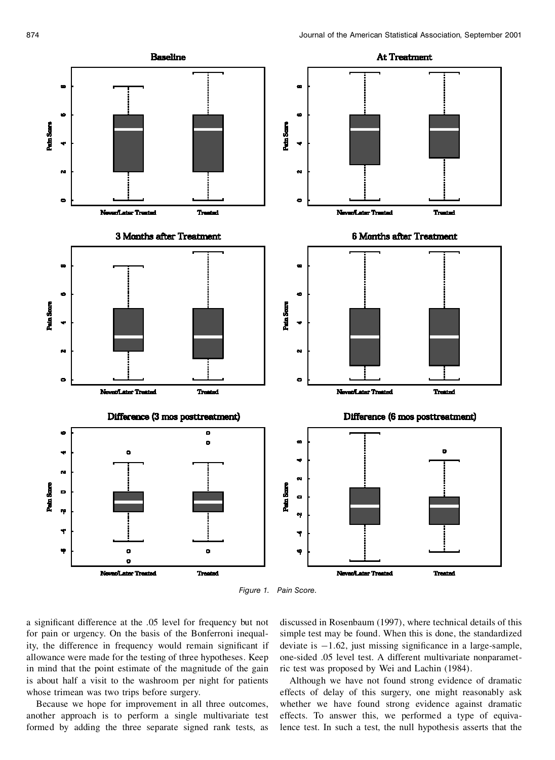Figure 1. Pain Score.

a significant difference at the .05 level for frequency but not for pain or urgency. On the basis of the Bonferroni inequality, the difference in frequency would remain significant if allowance were made for the testing of three hypotheses. Keep in mind that the point estimate of the magnitude of the gain is about half a visit to the washroom per night for patients whose trimean was two trips before surgery.

Because we hope for improvement in all three outcomes, another approach is to perform a single multivariate test formed by adding the three separate signed rank tests, as discussed in Rosenbaum (1997), where technical details of this simple test may be found. When this is done, the standardized deviate is $-1.62$, just missing significance in a large-sample, one-sided .05 level test. A different multivariate nonparametric test was proposed by Wei and Lachin (1984).

Although we have not found strong evidence of dramatic effects of delay of this surgery, one might reasonably ask whether we have found strong evidence against dramatic effects. To answer this, we performed a type of equivalence test. In such a test, the null hypothesis asserts that the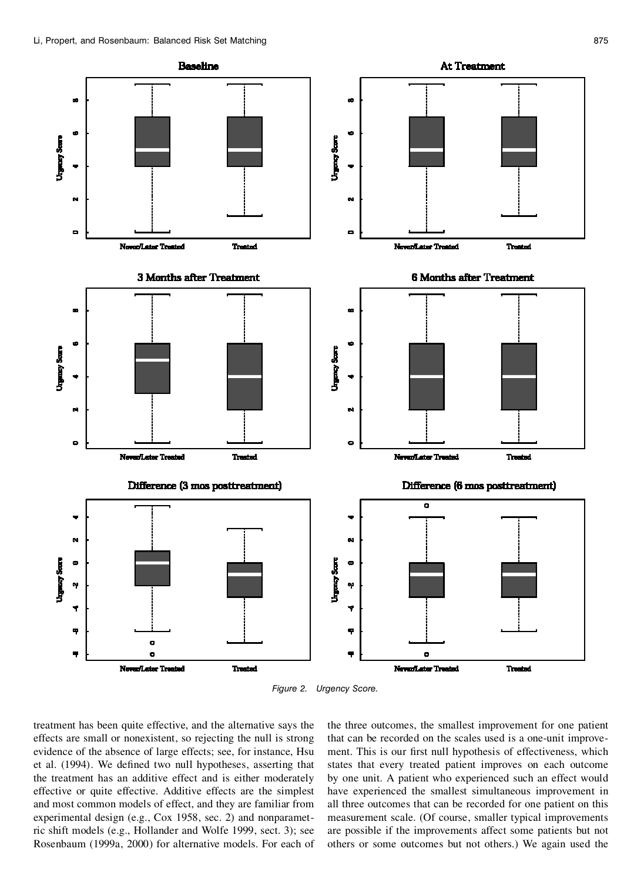Figure 2. Urgency Score.

treatment has been quite effective, and the alternative says the effects are small or nonexistent, so rejecting the null is strong evidence of the absence of large effects; see, for instance, Hsu et al. (1994). We defined two null hypotheses, asserting that the treatment has an additive effect and is either moderately effective or quite effective. Additive effects are the simplest and most common models of effect, and they are familiar from experimental design (e.g., Cox 1958, sec. 2) and nonparametric shift models (e.g., Hollander and Wolfe 1999, sect. 3); see Rosenbaum (1999a, 2000) for alternative models. For each of the three outcomes, the smallest improvement for one patient that can be recorded on the scales used is a one-unit improvement. This is our first null hypothesis of effectiveness, which states that every treated patient improves on each outcome by one unit. A patient who experienced such an effect would have experienced the smallest simultaneous improvement in all three outcomes that can be recorded for one patient on this measurement scale. (Of course, smaller typical improvements are possible if the improvements affect some patients but not others or some outcomes but not others.) We again used the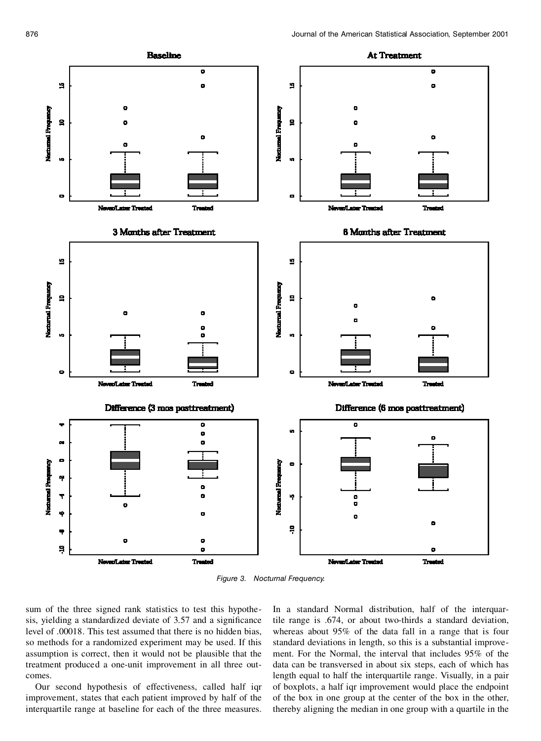Figure 3. Nocturnal Frequency.

sum of the three signed rank statistics to test this hypothesis, yielding a standardized deviate of 3.57 and a significance level of .00018. This test assumed that there is no hidden bias, so methods for a randomized experiment may be used. If this assumption is correct, then it would not be plausible that the treatment produced a one-unit improvement in all three outcomes.

Our second hypothesis of effectiveness, called half iqr improvement, states that each patient improved by half of the interquartile range at baseline for each of the three measures. In a standard Normal distribution, half of the interquartile range is .674, or about two-thirds a standard deviation, whereas about 95% of the data fall in a range that is four standard deviations in length, so this is a substantial improvement. For the Normal, the interval that includes 95% of the data can be transversed in about six steps, each of which has length equal to half the interquartile range. Visually, in a pair of boxplots, a half iqr improvement would place the endpoint of the box in one group at the center of the box in the other, thereby aligning the median in one group with a quartile in the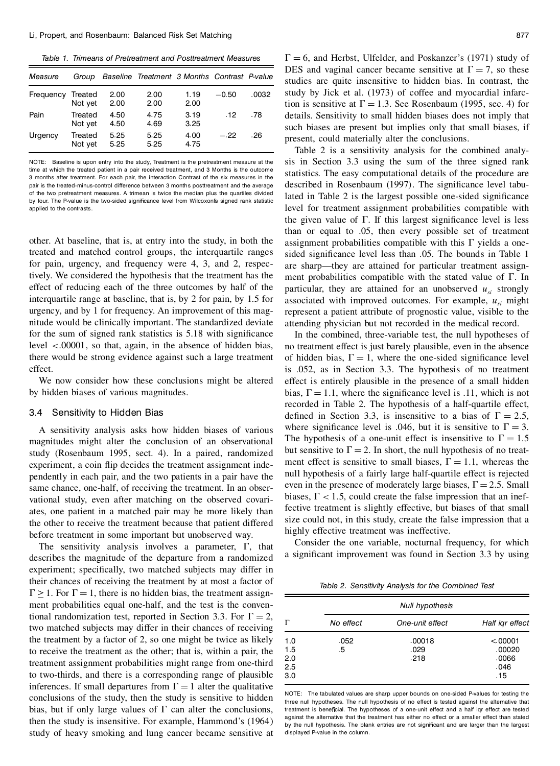*Table 1. Trimeans of Pretreatment and Posttreatment Measures*

| Measure | Group | Baseline | Treatment | 3 Months | Contrast | P-value |
|---|---|---|---|---|---|---|
| Frequency | Treated | 2.00 | 2.00 | 1.19 | −0.50 | .0032 |
| | Not yet | 2.00 | 2.00 | 2.00 | | |
| Pain | Treated | 4.50 | 4.75 | 3.19 | .12 | .78 |
| | Not yet | 4.50 | 4.69 | 3.25 | | |
| Urgency | Treated | 5.25 | 5.25 | 4.00 | −.22 | .26 |
| | Not yet | 5.25 | 5.25 | 4.75 | | |

NOTE: Baseline is upon entry into the study, Treatment is the pretreatment measure at the time at which the treated patient in a pair received treatment, and 3 Months is the outcome 3 months after treatment. For each pair, the interaction Contrast of the six measures in the pair is the treated-minus-control difference between 3 months posttreatment and the average of the two pretreatment measures. A trimean is twice the median plus the quartiles divided by four. The P-value is the two-sided significance level from Wilcoxon's signed rank statistic applied to the contrasts.

other. At baseline, that is, at entry into the study, in both the treated and matched control groups, the interquartile ranges for pain, urgency, and frequency were 4, 3, and 2, respectively. We considered the hypothesis that the treatment has the effect of reducing each of the three outcomes by half of the interquartile range at baseline, that is, by 2 for pain, by 1.5 for urgency, and by 1 for frequency. An improvement of this magnitude would be clinically important. The standardized deviate for the sum of signed rank statistics is 5.18 with significance level <.00001, so that, again, in the absence of hidden bias, there would be strong evidence against such a large treatment effect.

We now consider how these conclusions might be altered by hidden biases of various magnitudes.

### 3.4 Sensitivity to Hidden Bias

A sensitivity analysis asks how hidden biases of various magnitudes might alter the conclusion of an observational study (Rosenbaum 1995, sect. 4). In a paired, randomized experiment, a coin flip decides the treatment assignment independently in each pair, and the two patients in a pair have the same chance, one-half, of receiving the treatment. In an observational study, even after matching on the observed covariates, one patient in a matched pair may be more likely than the other to receive the treatment because that patient differed before treatment in some important but unobserved way.

The sensitivity analysis involves a parameter, $\Gamma$, that describes the magnitude of the departure from a randomized experiment; specifically, two matched subjects may differ in their chances of receiving the treatment by at most a factor of $\Gamma \geq 1$. For $\Gamma = 1$, there is no hidden bias, the treatment assignment probabilities equal one-half, and the test is the conventional randomization test, reported in Section 3.3. For $\Gamma = 2$, two matched subjects may differ in their chances of receiving the treatment by a factor of 2, so one might be twice as likely to receive the treatment as the other; that is, within a pair, the treatment assignment probabilities might range from one-third to two-thirds, and there is a corresponding range of plausible inferences. If small departures from $\Gamma = 1$ alter the qualitative conclusions of the study, then the study is sensitive to hidden bias, but if only large values of $\Gamma$ can alter the conclusions, then the study is insensitive. For example, Hammond's (1964) study of heavy smoking and lung cancer became sensitive at $\Gamma = 6$, and Herbst, Ulfelder, and Poskanzer's (1971) study of DES and vaginal cancer became sensitive at $\Gamma = 7$, so these studies are quite insensitive to hidden bias. In contrast, the study by Jick et al. (1973) of coffee and myocardial infarction is sensitive at $\Gamma = 1.3$. See Rosenbaum (1995, sec. 4) for details. Sensitivity to small hidden biases does not imply that such biases are present but implies only that small biases, if present, could materially alter the conclusions.

Table 2 is a sensitivity analysis for the combined analysis in Section 3.3 using the sum of the three signed rank statistics. The easy computational details of the procedure are described in Rosenbaum (1997). The significance level tabulated in Table 2 is the largest possible one-sided significance level for treatment assignment probabilities compatible with the given value of $\Gamma$. If this largest significance level is less than or equal to .05, then every possible set of treatment assignment probabilities compatible with this $\Gamma$ yields a one-sided significance level less than .05. The bounds in Table 1 are sharp—they are attained for particular treatment assignment probabilities compatible with the stated value of $\Gamma$. In particular, they are attained for an unobserved $u_{si}$ strongly associated with improved outcomes. For example, $u_{si}$ might represent a patient attribute of prognostic value, visible to the attending physician but not recorded in the medical record.

In the combined, three-variable test, the null hypotheses of no treatment effect is just barely plausible, even in the absence of hidden bias, $\Gamma = 1$, where the one-sided significance level is .052, as in Section 3.3. The hypothesis of no treatment effect is entirely plausible in the presence of a small hidden bias, $\Gamma = 1.1$, where the significance level is .11, which is not recorded in Table 2. The hypothesis of a half-quartile effect, defined in Section 3.3, is insensitive to a bias of $\Gamma = 2.5$, where significance level is .046, but it is sensitive to $\Gamma = 3$. The hypothesis of a one-unit effect is insensitive to $\Gamma = 1.5$ but sensitive to $\Gamma = 2$. In short, the null hypothesis of no treatment effect is sensitive to small biases, $\Gamma = 1.1$, whereas the null hypothesis of a fairly large half-quartile effect is rejected even in the presence of moderately large biases, $\Gamma = 2.5$. Small biases, $\Gamma < 1.5$, could create the false impression that an ineffective treatment is slightly effective, but biases of that small size could not, in this study, create the false impression that a highly effective treatment was ineffective.

Consider the one variable, nocturnal frequency, for which a significant improvement was found in Section 3.3 by using

*Table 2. Sensitivity Analysis for the Combined Test*

| | Null hypothesis | | |
|---|---|---|---|
| $\Gamma$ | No effect | One-unit effect | Half iqr effect |
| 1.0 | .052 | .00018 | <.00001 |
| 1.5 | .5 | .029 | .00020 |
| 2.0 | | .218 | .0066 |
| 2.5 | | | .046 |
| 3.0 | | | .15 |

NOTE: The tabulated values are sharp upper bounds on one-sided P-values for testing the three null hypotheses. The null hypothesis of no effect is tested against the alternative that treatment is beneficial. The hypotheses of a one-unit effect and a half iqr effect are tested against the alternative that the treatment has either no effect or a smaller effect than stated by the null hypothesis. The blank entries are not significant and are larger than the largest displayed P-value in the column.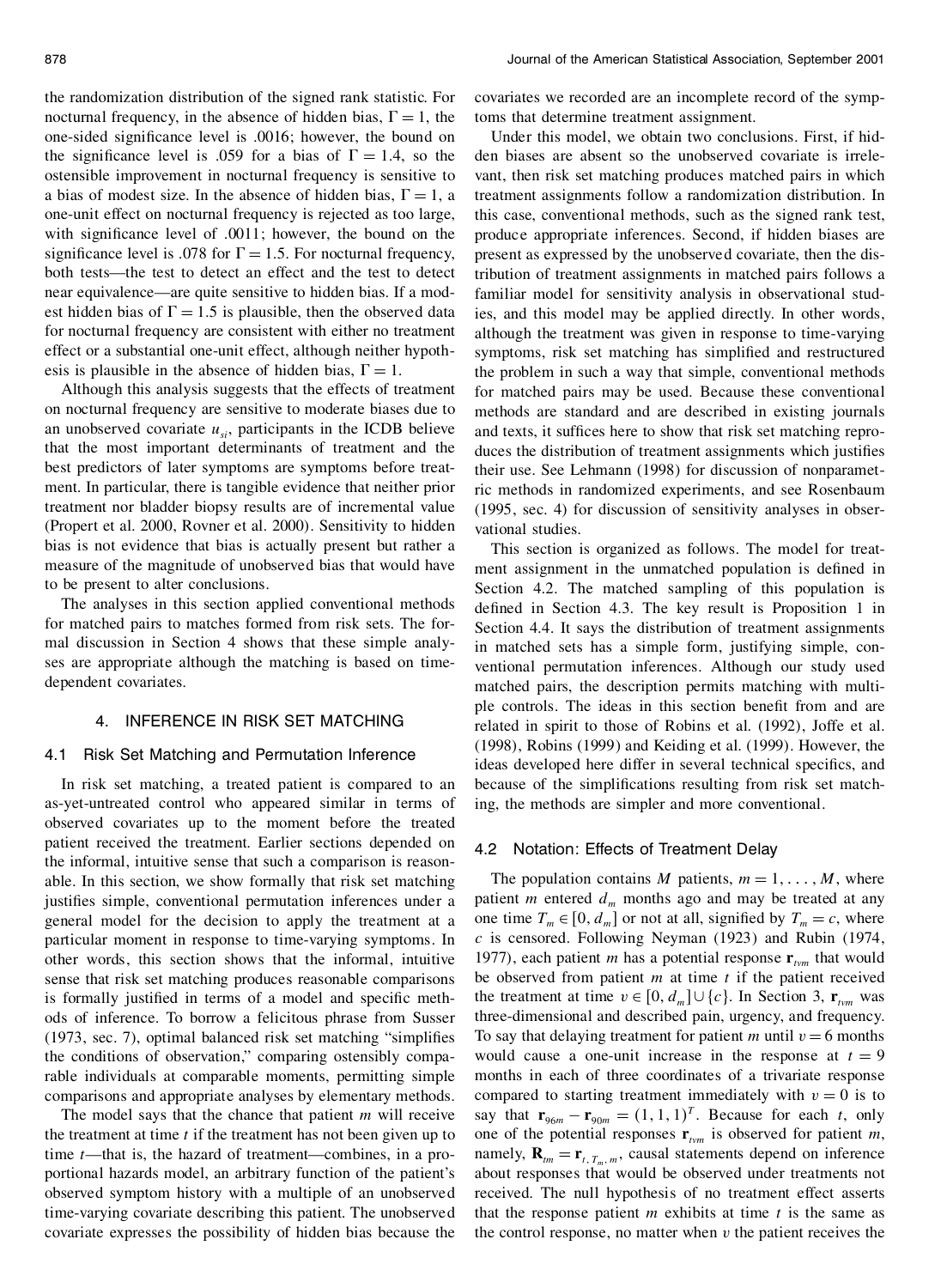the randomization distribution of the signed rank statistic. For nocturnal frequency, in the absence of hidden bias, $\Gamma = 1$, the one-sided significance level is .0016; however, the bound on the significance level is .059 for a bias of $\Gamma = 1.4$, so the ostensible improvement in nocturnal frequency is sensitive to a bias of modest size. In the absence of hidden bias, $\Gamma = 1$, a one-unit effect on nocturnal frequency is rejected as too large, with significance level of .0011; however, the bound on the significance level is .078 for $\Gamma = 1.5$. For nocturnal frequency, both tests—the test to detect an effect and the test to detect near equivalence—are quite sensitive to hidden bias. If a modest hidden bias of $\Gamma = 1.5$ is plausible, then the observed data for nocturnal frequency are consistent with either no treatment effect or a substantial one-unit effect, although neither hypothesis is plausible in the absence of hidden bias, $\Gamma = 1$.

Although this analysis suggests that the effects of treatment on nocturnal frequency are sensitive to moderate biases due to an unobserved covariate $u_{si}$, participants in the ICDB believe that the most important determinants of treatment and the best predictors of later symptoms are symptoms before treatment. In particular, there is tangible evidence that neither prior treatment nor bladder biopsy results are of incremental value (Propert et al. 2000, Rovner et al. 2000). Sensitivity to hidden bias is not evidence that bias is actually present but rather a measure of the magnitude of unobserved bias that would have to be present to alter conclusions.

The analyses in this section applied conventional methods for matched pairs to matches formed from risk sets. The formal discussion in Section 4 shows that these simple analyses are appropriate although the matching is based on time-dependent covariates.

## 4. INFERENCE IN RISK SET MATCHING

### 4.1 Risk Set Matching and Permutation Inference

In risk set matching, a treated patient is compared to an as-yet-untreated control who appeared similar in terms of observed covariates up to the moment before the treated patient received the treatment. Earlier sections depended on the informal, intuitive sense that such a comparison is reasonable. In this section, we show formally that risk set matching justifies simple, conventional permutation inferences under a general model for the decision to apply the treatment at a particular moment in response to time-varying symptoms. In other words, this section shows that the informal, intuitive sense that risk set matching produces reasonable comparisons is formally justified in terms of a model and specific methods of inference. To borrow a felicitous phrase from Susser (1973, sec. 7), optimal balanced risk set matching "simplifies the conditions of observation," comparing ostensibly comparable individuals at comparable moments, permitting simple comparisons and appropriate analyses by elementary methods.

The model says that the chance that patient $m$ will receive the treatment at time $t$ if the treatment has not been given up to time $t$—that is, the hazard of treatment—combines, in a proportional hazards model, an arbitrary function of the patient's observed symptom history with a multiple of an unobserved time-varying covariate describing this patient. The unobserved covariate expresses the possibility of hidden bias because the covariates we recorded are an incomplete record of the symptoms that determine treatment assignment.

Under this model, we obtain two conclusions. First, if hidden biases are absent so the unobserved covariate is irrelevant, then risk set matching produces matched pairs in which treatment assignments follow a randomization distribution. In this case, conventional methods, such as the signed rank test, produce appropriate inferences. Second, if hidden biases are present as expressed by the unobserved covariate, then the distribution of treatment assignments in matched pairs follows a familiar model for sensitivity analysis in observational studies, and this model may be applied directly. In other words, although the treatment was given in response to time-varying symptoms, risk set matching has simplified and restructured the problem in such a way that simple, conventional methods for matched pairs may be used. Because these conventional methods are standard and are described in existing journals and texts, it suffices here to show that risk set matching reproduces the distribution of treatment assignments which justifies their use. See Lehmann (1998) for discussion of nonparametric methods in randomized experiments, and see Rosenbaum (1995, sec. 4) for discussion of sensitivity analyses in observational studies.

This section is organized as follows. The model for treatment assignment in the unmatched population is defined in Section 4.2. The matched sampling of this population is defined in Section 4.3. The key result is Proposition 1 in Section 4.4. It says the distribution of treatment assignments in matched sets has a simple form, justifying simple, conventional permutation inferences. Although our study used matched pairs, the description permits matching with multiple controls. The ideas in this section benefit from and are related in spirit to those of Robins et al. (1992), Joffe et al. (1998), Robins (1999) and Keiding et al. (1999). However, the ideas developed here differ in several technical specifics, and because of the simplifications resulting from risk set matching, the methods are simpler and more conventional.

### 4.2 Notation: Effects of Treatment Delay

The population contains $M$ patients, $m = 1, \ldots, M$, where patient $m$ entered $d_m$ months ago and may be treated at any one time $T_m \in [0, d_m]$ or not at all, signified by $T_m = c$, where $c$ is censored. Following Neyman (1923) and Rubin (1974, 1977), each patient $m$ has a potential response $\mathbf{r}_{tvm}$ that would be observed from patient $m$ at time $t$ if the patient received the treatment at time $v \in [0, d_m] \cup \{c\}$. In Section 3, $\mathbf{r}_{tvm}$ was three-dimensional and described pain, urgency, and frequency. To say that delaying treatment for patient $m$ until $v = 6$ months would cause a one-unit increase in the response at $t = 9$ months in each of three coordinates of a trivariate response compared to starting treatment immediately with $v = 0$ is to say that $\mathbf{r}_{96m} - \mathbf{r}_{90m} = (1, 1, 1)^T$. Because for each $t$, only one of the potential responses $\mathbf{r}_{tvm}$ is observed for patient $m$, namely, $\mathbf{R}_{tm} = \mathbf{r}_{t, T_m, m}$, causal statements depend on inference about responses that would be observed under treatments not received. The null hypothesis of no treatment effect asserts that the response patient $m$ exhibits at time $t$ is the same as the control response, no matter when $v$ the patient receives the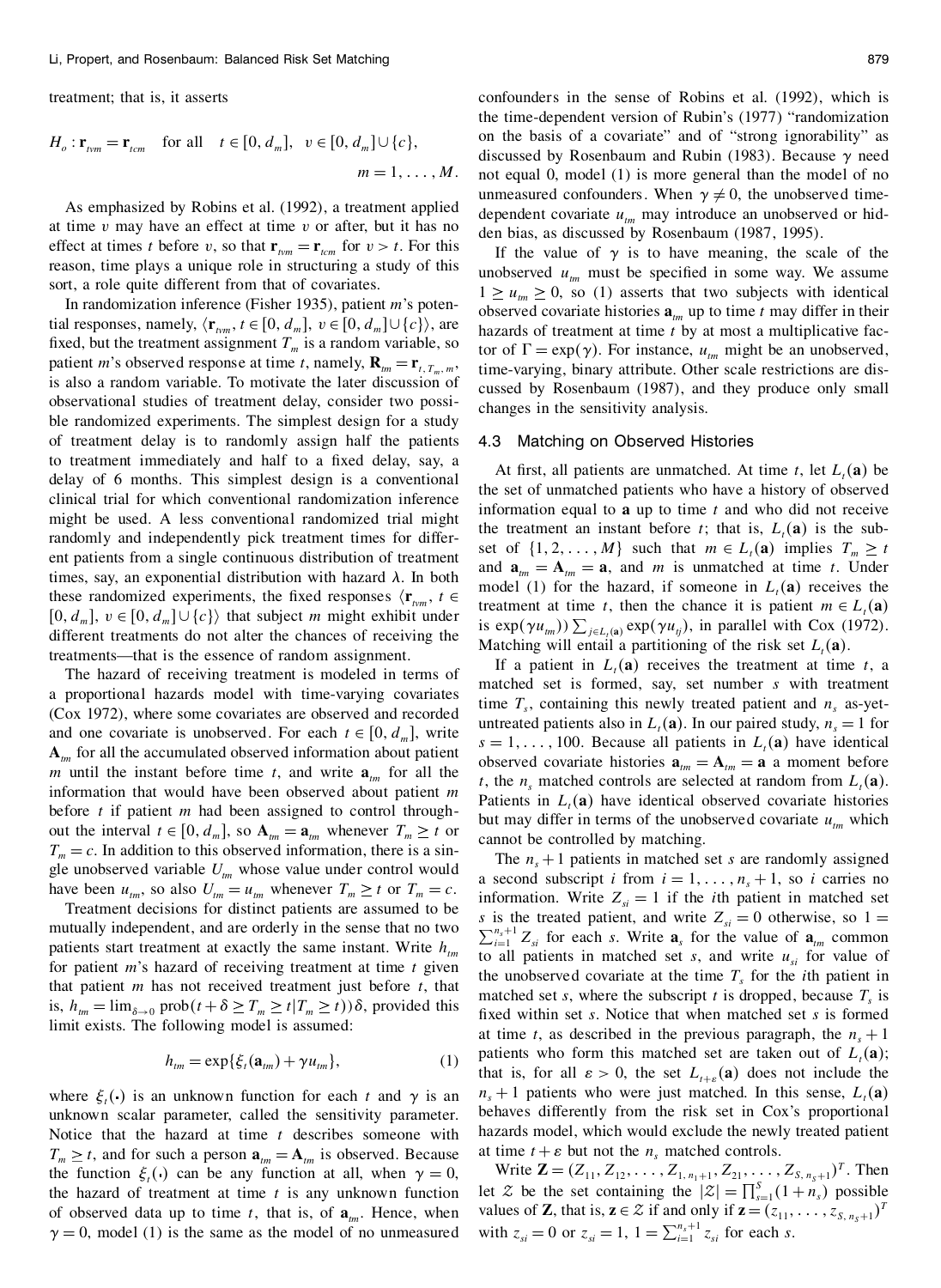treatment; that is, it asserts

$$H_o : \mathbf{r}_{tvm} = \mathbf{r}_{tcm} \quad \text{for all} \quad t \in [0, d_m], \quad v \in [0, d_m] \cup \{c\}, \quad m = 1, \ldots, M.$$

As emphasized by Robins et al. (1992), a treatment applied at time $v$ may have an effect at time $v$ or after, but it has no effect at times $t$ before $v$, so that $\mathbf{r}_{tvm} = \mathbf{r}_{tcm}$ for $v > t$. For this reason, time plays a unique role in structuring a study of this sort, a role quite different from that of covariates.

In randomization inference (Fisher 1935), patient $m$'s potential responses, namely, $\langle \mathbf{r}_{tvm}, t \in [0, d_m], v \in [0, d_m] \cup \{c\} \rangle$, are fixed, but the treatment assignment $T_m$ is a random variable, so patient $m$'s observed response at time $t$, namely, $\mathbf{R}_{tm} = \mathbf{r}_{t, T_m, m}$, is also a random variable. To motivate the later discussion of observational studies of treatment delay, consider two possible randomized experiments. The simplest design for a study of treatment delay is to randomly assign half the patients to treatment immediately and half to a fixed delay, say, a delay of 6 months. This simplest design is a conventional clinical trial for which conventional randomization inference might be used. A less conventional randomized trial might randomly and independently pick treatment times for different patients from a single continuous distribution of treatment times, say, an exponential distribution with hazard $\lambda$. In both these randomized experiments, the fixed responses $\langle \mathbf{r}_{tvm}, t \in [0, d_m], v \in [0, d_m] \cup \{c\} \rangle$ that subject $m$ might exhibit under different treatments do not alter the chances of receiving the treatments—that is the essence of random assignment.

The hazard of receiving treatment is modeled in terms of a proportional hazards model with time-varying covariates (Cox 1972), where some covariates are observed and recorded and one covariate is unobserved. For each $t \in [0, d_m]$, write $\mathbf{A}_{tm}$ for all the accumulated observed information about patient $m$ until the instant before time $t$, and write $\mathbf{a}_{tm}$ for all the information that would have been observed about patient $m$ before $t$ if patient $m$ had been assigned to control throughout the interval $t \in [0, d_m]$, so $\mathbf{A}_{tm} = \mathbf{a}_{tm}$ whenever $T_m \geq t$ or $T_m = c$. In addition to this observed information, there is a single unobserved variable $U_{tm}$ whose value under control would have been $u_{tm}$, so also $U_{tm} = u_{tm}$ whenever $T_m \geq t$ or $T_m = c$.

Treatment decisions for distinct patients are assumed to be mutually independent, and are orderly in the sense that no two patients start treatment at exactly the same instant. Write $h_{tm}$ for patient $m$'s hazard of receiving treatment at time $t$ given that patient $m$ has not received treatment just before $t$, that is, $h_{tm} = \lim_{\delta \to 0} \text{prob}(t + \delta \geq T_m \geq t | T_m \geq t))\delta$, provided this limit exists. The following model is assumed:

$$h_{tm} = \exp\{\xi_t(\mathbf{a}_{tm}) + \gamma u_{tm}\}, \tag{1}$$

where $\xi_t(\cdot)$ is an unknown function for each $t$ and $\gamma$ is an unknown scalar parameter, called the sensitivity parameter. Notice that the hazard at time $t$ describes someone with $T_m \geq t$, and for such a person $\mathbf{a}_{tm} = \mathbf{A}_{tm}$ is observed. Because the function $\xi_t(\cdot)$ can be any function at all, when $\gamma = 0$, the hazard of treatment at time $t$ is any unknown function of observed data up to time $t$, that is, of $\mathbf{a}_{tm}$. Hence, when $\gamma = 0$, model (1) is the same as the model of no unmeasured confounders in the sense of Robins et al. (1992), which is the time-dependent version of Rubin's (1977) "randomization on the basis of a covariate" and of "strong ignorability" as discussed by Rosenbaum and Rubin (1983). Because $\gamma$ need not equal 0, model (1) is more general than the model of no unmeasured confounders. When $\gamma \neq 0$, the unobserved time-dependent covariate $u_{tm}$ may introduce an unobserved or hidden bias, as discussed by Rosenbaum (1987, 1995).

If the value of $\gamma$ is to have meaning, the scale of the unobserved $u_{tm}$ must be specified in some way. We assume $1 \geq u_{tm} \geq 0$, so (1) asserts that two subjects with identical observed covariate histories $\mathbf{a}_{tm}$ up to time $t$ may differ in their hazards of treatment at time $t$ by at most a multiplicative factor of $\Gamma = \exp(\gamma)$. For instance, $u_{tm}$ might be an unobserved, time-varying, binary attribute. Other scale restrictions are discussed by Rosenbaum (1987), and they produce only small changes in the sensitivity analysis.

## 4.3 Matching on Observed Histories

At first, all patients are unmatched. At time $t$, let $L_t(\mathbf{a})$ be the set of unmatched patients who have a history of observed information equal to $\mathbf{a}$ up to time $t$ and who did not receive the treatment an instant before $t$; that is, $L_t(\mathbf{a})$ is the subset of $\{1, 2, \ldots, M\}$ such that $m \in L_t(\mathbf{a})$ implies $T_m \geq t$ and $\mathbf{a}_{tm} = \mathbf{A}_{tm} = \mathbf{a}$, and $m$ is unmatched at time $t$. Under model (1) for the hazard, if someone in $L_t(\mathbf{a})$ receives the treatment at time $t$, then the chance it is patient $m \in L_t(\mathbf{a})$ is $\exp(\gamma u_{tm})) \sum_{j \in L_t(\mathbf{a})} \exp(\gamma u_{tj})$, in parallel with Cox (1972). Matching will entail a partitioning of the risk set $L_t(\mathbf{a})$.

If a patient in $L_t(\mathbf{a})$ receives the treatment at time $t$, a matched set is formed, say, set number $s$ with treatment time $T_s$, containing this newly treated patient and $n_s$ as-yet-untreated patients also in $L_t(\mathbf{a})$. In our paired study, $n_s = 1$ for $s = 1, \ldots, 100$. Because all patients in $L_t(\mathbf{a})$ have identical observed covariate histories $\mathbf{a}_{tm} = \mathbf{A}_{tm} = \mathbf{a}$ a moment before $t$, the $n_s$ matched controls are selected at random from $L_t(\mathbf{a})$. Patients in $L_t(\mathbf{a})$ have identical observed covariate histories but may differ in terms of the unobserved covariate $u_{tm}$ which cannot be controlled by matching.

The $n_s + 1$ patients in matched set $s$ are randomly assigned a second subscript $i$ from $i = 1, \ldots, n_s + 1$, so $i$ carries no information. Write $Z_{si} = 1$ if the $i$th patient in matched set $s$ is the treated patient, and write $Z_{si} = 0$ otherwise, so $1 = \sum_{i=1}^{n_s+1} Z_{si}$ for each $s$. Write $\mathbf{a}_s$ for the value of $\mathbf{a}_{tm}$ common to all patients in matched set $s$, and write $u_{si}$ for value of the unobserved covariate at the time $T_s$ for the $i$th patient in matched set $s$, where the subscript $t$ is dropped, because $T_s$ is fixed within set $s$. Notice that when matched set $s$ is formed at time $t$, as described in the previous paragraph, the $n_s + 1$ patients who form this matched set are taken out of $L_t(\mathbf{a})$; that is, for all $\varepsilon > 0$, the set $L_{t+\varepsilon}(\mathbf{a})$ does not include the $n_s + 1$ patients who were just matched. In this sense, $L_t(\mathbf{a})$ behaves differently from the risk set in Cox's proportional hazards model, which would exclude the newly treated patient at time $t + \varepsilon$ but not the $n_s$ matched controls.

Write $\mathbf{Z} = (Z_{11}, Z_{12}, \ldots, Z_{1, n_1+1}, Z_{21}, \ldots, Z_{S, n_S+1})^T$. Then let $\mathcal{Z}$ be the set containing the $|\mathcal{Z}| = \prod_{s=1}^{S}(1 + n_s)$ possible values of $\mathbf{Z}$, that is, $\mathbf{z} \in \mathcal{Z}$ if and only if $\mathbf{z} = (z_{11}, \ldots, z_{S, n_S+1})^T$ with $z_{si} = 0$ or $z_{si} = 1$, $1 = \sum_{i=1}^{n_s+1} z_{si}$ for each $s$.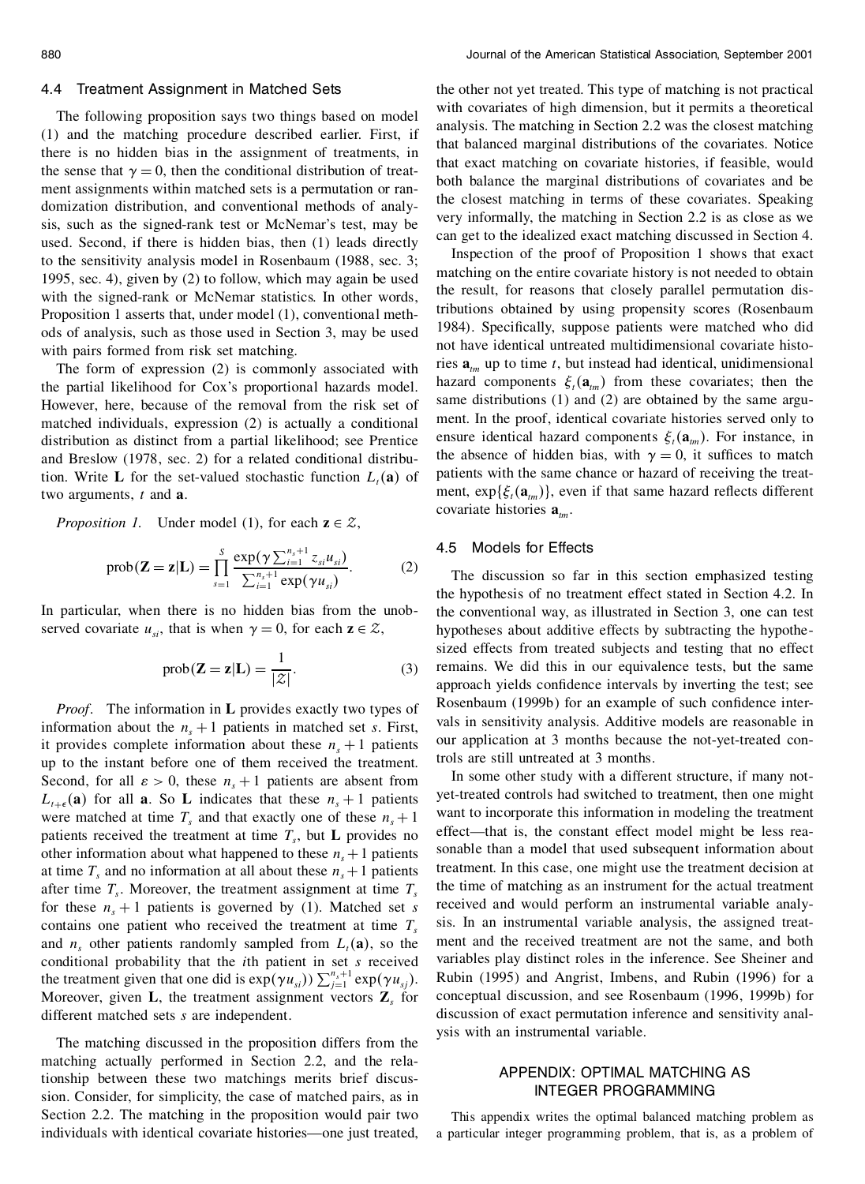### 4.4 Treatment Assignment in Matched Sets

The following proposition says two things based on model (1) and the matching procedure described earlier. First, if there is no hidden bias in the assignment of treatments, in the sense that $\gamma = 0$, then the conditional distribution of treatment assignments within matched sets is a permutation or randomization distribution, and conventional methods of analysis, such as the signed-rank test or McNemar's test, may be used. Second, if there is hidden bias, then (1) leads directly to the sensitivity analysis model in Rosenbaum (1988, sec. 3; 1995, sec. 4), given by (2) to follow, which may again be used with the signed-rank or McNemar statistics. In other words, Proposition 1 asserts that, under model (1), conventional methods of analysis, such as those used in Section 3, may be used with pairs formed from risk set matching.

The form of expression (2) is commonly associated with the partial likelihood for Cox's proportional hazards model. However, here, because of the removal from the risk set of matched individuals, expression (2) is actually a conditional distribution as distinct from a partial likelihood; see Prentice and Breslow (1978, sec. 2) for a related conditional distribution. Write $\mathbf{L}$ for the set-valued stochastic function $L_t(\mathbf{a})$ of two arguments, $t$ and $\mathbf{a}$.

*Proposition 1.* Under model (1), for each $\mathbf{z} \in \mathcal{Z}$,

$$\text{prob}(\mathbf{Z} = \mathbf{z} | \mathbf{L}) = \prod_{s=1}^{S} \frac{\exp(\gamma \sum_{i=1}^{n_s+1} z_{si} u_{si})}{\sum_{i=1}^{n_s+1} \exp(\gamma u_{si})}. \tag{2}$$

In particular, when there is no hidden bias from the unobserved covariate $u_{si}$, that is when $\gamma = 0$, for each $\mathbf{z} \in \mathcal{Z}$,

$$\text{prob}(\mathbf{Z} = \mathbf{z} | \mathbf{L}) = \frac{1}{|\mathcal{Z}|}. \tag{3}$$

*Proof*. The information in $\mathbf{L}$ provides exactly two types of information about the $n_s + 1$ patients in matched set $s$. First, it provides complete information about these $n_s + 1$ patients up to the instant before one of them received the treatment. Second, for all $\varepsilon > 0$, these $n_s + 1$ patients are absent from $L_{t+\epsilon}(\mathbf{a})$ for all $\mathbf{a}$. So $\mathbf{L}$ indicates that these $n_s + 1$ patients were matched at time $T_s$ and that exactly one of these $n_s + 1$ patients received the treatment at time $T_s$, but $\mathbf{L}$ provides no other information about what happened to these $n_s + 1$ patients at time $T_s$ and no information at all about these $n_s + 1$ patients after time $T_s$. Moreover, the treatment assignment at time $T_s$ for these $n_s + 1$ patients is governed by (1). Matched set $s$ contains one patient who received the treatment at time $T_s$ and $n_s$ other patients randomly sampled from $L_t(\mathbf{a})$, so the conditional probability that the $i$th patient in set $s$ received the treatment given that one did is $\exp(\gamma u_{si})) \sum_{j=1}^{n_s+1} \exp(\gamma u_{sj})$. Moreover, given $\mathbf{L}$, the treatment assignment vectors $\mathbf{Z}_s$ for different matched sets $s$ are independent.

The matching discussed in the proposition differs from the matching actually performed in Section 2.2, and the relationship between these two matchings merits brief discussion. Consider, for simplicity, the case of matched pairs, as in Section 2.2. The matching in the proposition would pair two individuals with identical covariate histories—one just treated, the other not yet treated. This type of matching is not practical with covariates of high dimension, but it permits a theoretical analysis. The matching in Section 2.2 was the closest matching that balanced marginal distributions of the covariates. Notice that exact matching on covariate histories, if feasible, would both balance the marginal distributions of covariates and be the closest matching in terms of these covariates. Speaking very informally, the matching in Section 2.2 is as close as we can get to the idealized exact matching discussed in Section 4.

Inspection of the proof of Proposition 1 shows that exact matching on the entire covariate history is not needed to obtain the result, for reasons that closely parallel permutation distributions obtained by using propensity scores (Rosenbaum 1984). Specifically, suppose patients were matched who did not have identical untreated multidimensional covariate histories $\mathbf{a}_{tm}$ up to time $t$, but instead had identical, unidimensional hazard components $\xi_t(\mathbf{a}_{tm})$ from these covariates; then the same distributions (1) and (2) are obtained by the same argument. In the proof, identical covariate histories served only to ensure identical hazard components $\xi_t(\mathbf{a}_{tm})$. For instance, in the absence of hidden bias, with $\gamma = 0$, it suffices to match patients with the same chance or hazard of receiving the treatment, $\exp\{\xi_t(\mathbf{a}_{tm})\}$, even if that same hazard reflects different covariate histories $\mathbf{a}_{tm}$.

### 4.5 Models for Effects

The discussion so far in this section emphasized testing the hypothesis of no treatment effect stated in Section 4.2. In the conventional way, as illustrated in Section 3, one can test hypotheses about additive effects by subtracting the hypothesized effects from treated subjects and testing that no effect remains. We did this in our equivalence tests, but the same approach yields confidence intervals by inverting the test; see Rosenbaum (1999b) for an example of such confidence intervals in sensitivity analysis. Additive models are reasonable in our application at 3 months because the not-yet-treated controls are still untreated at 3 months.

In some other study with a different structure, if many not-yet-treated controls had switched to treatment, then one might want to incorporate this information in modeling the treatment effect—that is, the constant effect model might be less reasonable than a model that used subsequent information about treatment. In this case, one might use the treatment decision at the time of matching as an instrument for the actual treatment received and would perform an instrumental variable analysis. In an instrumental variable analysis, the assigned treatment and the received treatment are not the same, and both variables play distinct roles in the inference. See Sheiner and Rubin (1995) and Angrist, Imbens, and Rubin (1996) for a conceptual discussion, and see Rosenbaum (1996, 1999b) for discussion of exact permutation inference and sensitivity analysis with an instrumental variable.

## APPENDIX: OPTIMAL MATCHING AS INTEGER PROGRAMMING

This appendix writes the optimal balanced matching problem as a particular integer programming problem, that is, as a problem of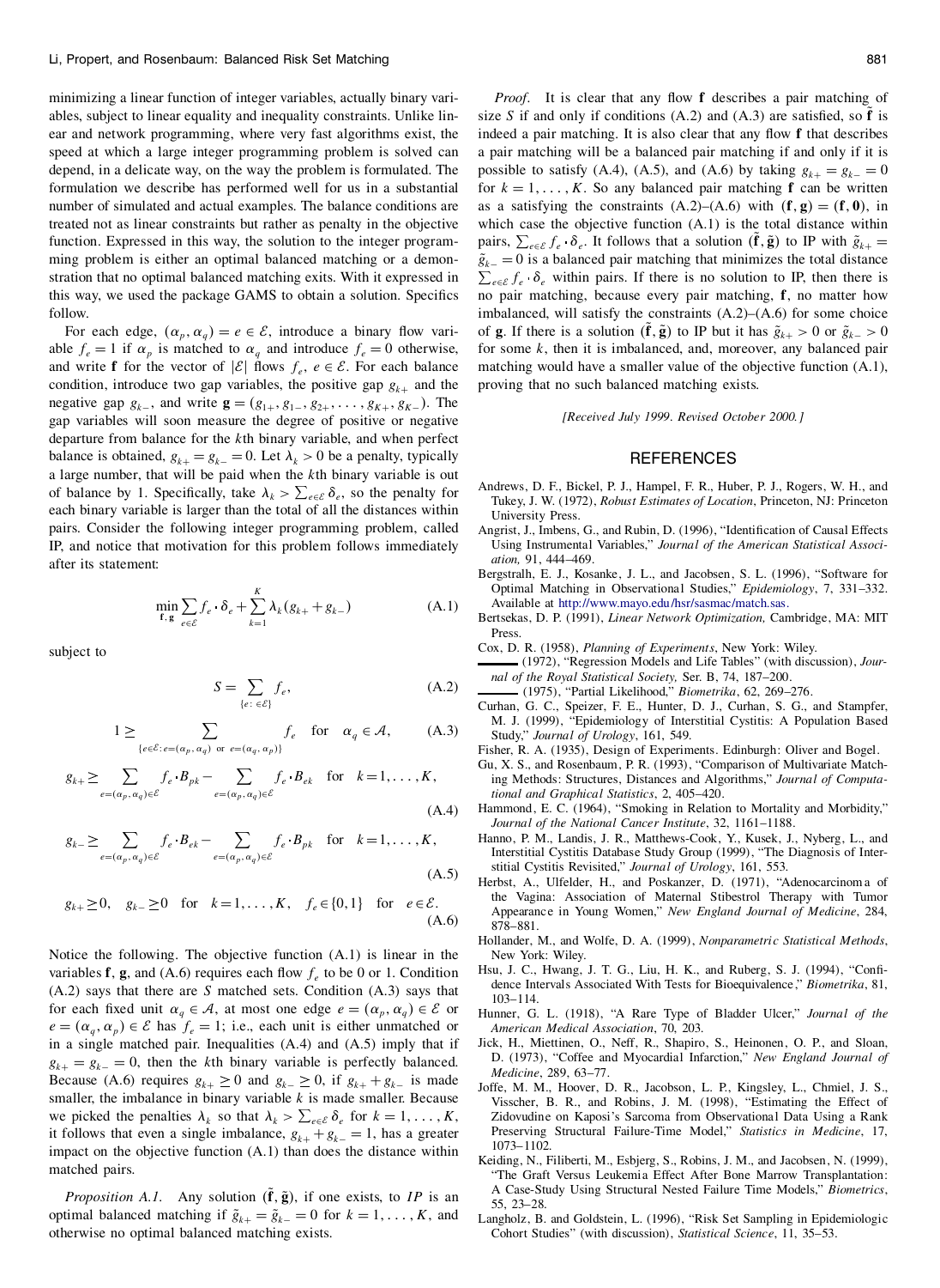minimizing a linear function of integer variables, actually binary variables, subject to linear equality and inequality constraints. Unlike linear and network programming, where very fast algorithms exist, the speed at which a large integer programming problem is solved can depend, in a delicate way, on the way the problem is formulated. The formulation we describe has performed well for us in a substantial number of simulated and actual examples. The balance conditions are treated not as linear constraints but rather as penalty in the objective function. Expressed in this way, the solution to the integer programming problem is either an optimal balanced matching or a demonstration that no optimal balanced matching exits. With it expressed in this way, we used the package GAMS to obtain a solution. Specifics follow.

For each edge, $(\alpha_p, \alpha_q) = e \in \mathcal{E}$, introduce a binary flow variable $f_e = 1$ if $\alpha_p$ is matched to $\alpha_q$ and introduce $f_e = 0$ otherwise, and write $\mathbf{f}$ for the vector of $|\mathcal{E}|$ flows $f_e$, $e \in \mathcal{E}$. For each balance condition, introduce two gap variables, the positive gap $g_{k+}$ and the negative gap $g_{k-}$, and write $\mathbf{g} = (g_{1+}, g_{1-}, g_{2+}, \ldots, g_{K+}, g_{K-})$. The gap variables will soon measure the degree of positive or negative departure from balance for the $k$th binary variable, and when perfect balance is obtained, $g_{k+} = g_{k-} = 0$. Let $\lambda_k > 0$ be a penalty, typically a large number, that will be paid when the $k$th binary variable is out of balance by 1. Specifically, take $\lambda_k > \sum_{e \in \mathcal{E}} \delta_e$, so the penalty for each binary variable is larger than the total of all the distances within pairs. Consider the following integer programming problem, called IP, and notice that motivation for this problem follows immediately after its statement:

$$\min_{\mathbf{f}, \mathbf{g}} \sum_{e \in \mathcal{E}} f_e \cdot \delta_e + \sum_{k=1}^{K} \lambda_k (g_{k+} + g_{k-}) \tag{A.1}$$

subject to

$$S = \sum_{\{e:\, \in \mathcal{E}\}} f_e, \tag{A.2}$$

$$1 \geq \sum_{\{e \in \mathcal{E}: e = (\alpha_p, \alpha_q) \text{ or } e = (\alpha_q, \alpha_p)\}} f_e \quad \text{for} \quad \alpha_q \in \mathcal{A}, \tag{A.3}$$

$$g_{k+} \geq \sum_{e = (\alpha_p, \alpha_q) \in \mathcal{E}} f_e \cdot B_{pk} - \sum_{e = (\alpha_p, \alpha_q) \in \mathcal{E}} f_e \cdot B_{ek} \quad \text{for} \quad k = 1, \ldots, K, \tag{A.4}$$

$$g_{k-} \geq \sum_{e = (\alpha_p, \alpha_q) \in \mathcal{E}} f_e \cdot B_{ek} - \sum_{e = (\alpha_p, \alpha_q) \in \mathcal{E}} f_e \cdot B_{pk} \quad \text{for} \quad k = 1, \ldots, K, \tag{A.5}$$

$$g_{k+} \geq 0, \quad g_{k-} \geq 0 \quad \text{for} \quad k = 1, \ldots, K, \quad f_e \in \{0, 1\} \quad \text{for} \quad e \in \mathcal{E}. \tag{A.6}$$

Notice the following. The objective function (A.1) is linear in the variables $\mathbf{f}$, $\mathbf{g}$, and (A.6) requires each flow $f_e$ to be 0 or 1. Condition (A.2) says that there are $S$ matched sets. Condition (A.3) says that for each fixed unit $\alpha_q \in \mathcal{A}$, at most one edge $e = (\alpha_p, \alpha_q) \in \mathcal{E}$ or $e = (\alpha_q, \alpha_p) \in \mathcal{E}$ has $f_e = 1$; i.e., each unit is either unmatched or in a single matched pair. Inequalities (A.4) and (A.5) imply that if $g_{k+} = g_{k-} = 0$, then the $k$th binary variable is perfectly balanced. Because (A.6) requires $g_{k+} \geq 0$ and $g_{k-} \geq 0$, if $g_{k+} + g_{k-}$ is made smaller, the imbalance in binary variable $k$ is made smaller. Because we picked the penalties $\lambda_k$ so that $\lambda_k > \sum_{e \in \mathcal{E}} \delta_e$ for $k = 1, \ldots, K$, it follows that even a single imbalance, $g_{k+} + g_{k-} = 1$, has a greater impact on the objective function (A.1) than does the distance within matched pairs.

*Proposition A.1.* Any solution $(\tilde{\mathbf{f}}, \tilde{\mathbf{g}})$, if one exists, to *IP* is an optimal balanced matching if $\tilde{g}_{k+} = \tilde{g}_{k-} = 0$ for $k = 1, \ldots, K$, and otherwise no optimal balanced matching exists.

*Proof.* It is clear that any flow $\mathbf{f}$ describes a pair matching of size $S$ if and only if conditions (A.2) and (A.3) are satisfied, so $\tilde{\mathbf{f}}$ is indeed a pair matching. It is also clear that any flow $\mathbf{f}$ that describes a pair matching will be a balanced pair matching if and only if it is possible to satisfy (A.4), (A.5), and (A.6) by taking $g_{k+} = g_{k-} = 0$ for $k = 1, \ldots, K$. So any balanced pair matching $\mathbf{f}$ can be written as a satisfying the constraints (A.2)–(A.6) with $(\mathbf{f}, \mathbf{g}) = (\mathbf{f}, \mathbf{0})$, in which case the objective function (A.1) is the total distance within pairs, $\sum_{e \in \mathcal{E}} f_e \cdot \delta_e$. It follows that a solution $(\tilde{\mathbf{f}}, \tilde{\mathbf{g}})$ to IP with $\tilde{g}_{k+} = \tilde{g}_{k-} = 0$ is a balanced pair matching that minimizes the total distance $\sum_{e \in \mathcal{E}} f_e \cdot \delta_e$ within pairs. If there is no solution to IP, then there is no pair matching, because every pair matching, $\mathbf{f}$, no matter how imbalanced, will satisfy the constraints (A.2)–(A.6) for some choice of $\mathbf{g}$. If there is a solution $(\tilde{\mathbf{f}}, \tilde{\mathbf{g}})$ to IP but it has $\tilde{g}_{k+} > 0$ or $\tilde{g}_{k-} > 0$ for some $k$, then it is imbalanced, and, moreover, any balanced pair matching would have a smaller value of the objective function (A.1), proving that no such balanced matching exists.

*[Received July 1999. Revised October 2000.]*

## REFERENCES

Andrews, D. F., Bickel, P. J., Hampel, F. R., Huber, P. J., Rogers, W. H., and Tukey, J. W. (1972), *Robust Estimates of Location*, Princeton, NJ: Princeton University Press.

Angrist, J., Imbens, G., and Rubin, D. (1996), "Identification of Causal Effects Using Instrumental Variables," *Journal of the American Statistical Association,* 91, 444–469.

Bergstralh, E. J., Kosanke, J. L., and Jacobsen, S. L. (1996), "Software for Optimal Matching in Observational Studies," *Epidemiology*, 7, 331–332. Available at http://www.mayo.edu/hsr/sasmac/match.sas.

Bertsekas, D. P. (1991), *Linear Network Optimization,* Cambridge, MA: MIT Press.

Cox, D. R. (1958), *Planning of Experiments*, New York: Wiley.

——— (1972), "Regression Models and Life Tables" (with discussion), *Journal of the Royal Statistical Society,* Ser. B, 74, 187–200.

——— (1975), "Partial Likelihood," *Biometrika*, 62, 269–276.

Curhan, G. C., Speizer, F. E., Hunter, D. J., Curhan, S. G., and Stampfer, M. J. (1999), "Epidemiology of Interstitial Cystitis: A Population Based Study," *Journal of Urology*, 161, 549.

Fisher, R. A. (1935), Design of Experiments. Edinburgh: Oliver and Bogel.

Gu, X. S., and Rosenbaum, P. R. (1993), "Comparison of Multivariate Matching Methods: Structures, Distances and Algorithms," *Journal of Computational and Graphical Statistics*, 2, 405–420.

Hammond, E. C. (1964), "Smoking in Relation to Mortality and Morbidity," *Journal of the National Cancer Institute*, 32, 1161–1188.

Hanno, P. M., Landis, J. R., Matthews-Cook, Y., Kusek, J., Nyberg, L., and Interstitial Cystitis Database Study Group (1999), "The Diagnosis of Interstitial Cystitis Revisited," *Journal of Urology*, 161, 553.

Herbst, A., Ulfelder, H., and Poskanzer, D. (1971), "Adenocarcinoma of the Vagina: Association of Maternal Stibestrol Therapy with Tumor Appearance in Young Women," *New England Journal of Medicine*, 284, 878–881.

Hollander, M., and Wolfe, D. A. (1999), *Nonparametric Statistical Methods*, New York: Wiley.

Hsu, J. C., Hwang, J. T. G., Liu, H. K., and Ruberg, S. J. (1994), "Confidence Intervals Associated With Tests for Bioequivalence," *Biometrika*, 81, 103–114.

Hunner, G. L. (1918), "A Rare Type of Bladder Ulcer," *Journal of the American Medical Association*, 70, 203.

Jick, H., Miettinen, O., Neff, R., Shapiro, S., Heinonen, O. P., and Sloan, D. (1973), "Coffee and Myocardial Infarction," *New England Journal of Medicine*, 289, 63–77.

Joffe, M. M., Hoover, D. R., Jacobson, L. P., Kingsley, L., Chmiel, J. S., Visscher, B. R., and Robins, J. M. (1998), "Estimating the Effect of Zidovudine on Kaposi's Sarcoma from Observational Data Using a Rank Preserving Structural Failure-Time Model," *Statistics in Medicine*, 17, 1073–1102.

Keiding, N., Filiberti, M., Esbjerg, S., Robins, J. M., and Jacobsen, N. (1999), "The Graft Versus Leukemia Effect After Bone Marrow Transplantation: A Case-Study Using Structural Nested Failure Time Models," *Biometrics*, 55, 23–28.

Langholz, B. and Goldstein, L. (1996), "Risk Set Sampling in Epidemiologic Cohort Studies" (with discussion), *Statistical Science*, 11, 35–53.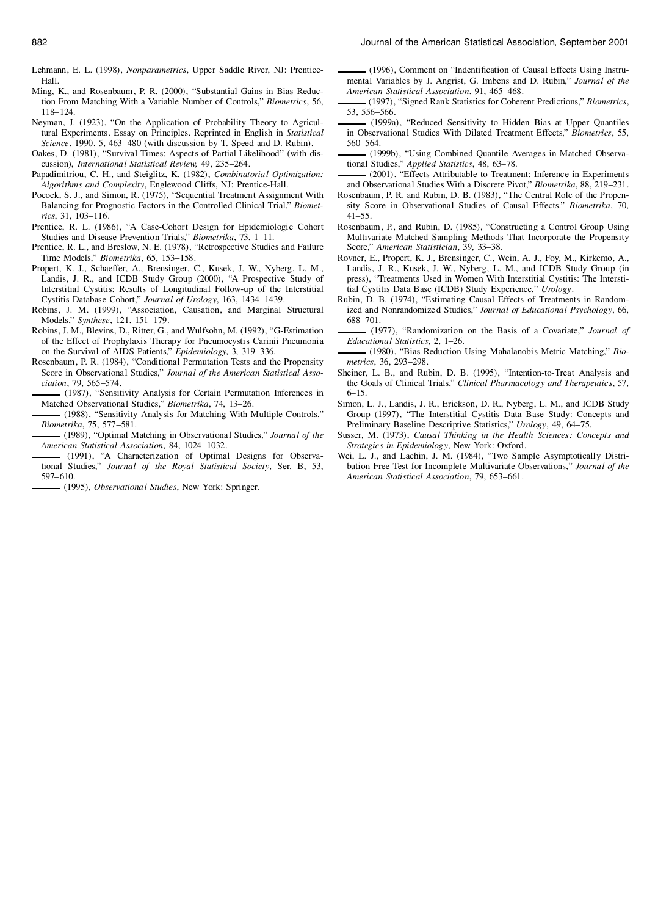Lehmann, E. L. (1998), *Nonparametrics*, Upper Saddle River, NJ: Prentice-Hall.

Ming, K., and Rosenbaum, P. R. (2000), "Substantial Gains in Bias Reduction From Matching With a Variable Number of Controls," *Biometrics*, 56, 118–124.

Neyman, J. (1923), "On the Application of Probability Theory to Agricultural Experiments. Essay on Principles. Reprinted in English in *Statistical Science*, 1990, 5, 463–480 (with discussion by T. Speed and D. Rubin).

Oakes, D. (1981), "Survival Times: Aspects of Partial Likelihood" (with discussion), *International Statistical Review*, 49, 235–264.

Papadimitriou, C. H., and Steiglitz, K. (1982), *Combinatorial Optimization: Algorithms and Complexity*, Englewood Cliffs, NJ: Prentice-Hall.

Pocock, S. J., and Simon, R. (1975), "Sequential Treatment Assignment With Balancing for Prognostic Factors in the Controlled Clinical Trial," *Biometrics*, 31, 103–116.

Prentice, R. L. (1986), "A Case-Cohort Design for Epidemiologic Cohort Studies and Disease Prevention Trials," *Biometrika*, 73, 1–11.

Prentice, R. L., and Breslow, N. E. (1978), "Retrospective Studies and Failure Time Models," *Biometrika*, 65, 153–158.

Propert, K. J., Schaeffer, A., Brensinger, C., Kusek, J. W., Nyberg, L. M., Landis, J. R., and ICDB Study Group (2000), "A Prospective Study of Interstitial Cystitis: Results of Longitudinal Follow-up of the Interstitial Cystitis Database Cohort," *Journal of Urology*, 163, 1434–1439.

Robins, J. M. (1999), "Association, Causation, and Marginal Structural Models," *Synthese*, 121, 151–179.

Robins, J. M., Blevins, D., Ritter, G., and Wulfsohn, M. (1992), "G-Estimation of the Effect of Prophylaxis Therapy for Pneumocystis Carinii Pneumonia on the Survival of AIDS Patients," *Epidemiology*, 3, 319–336.

Rosenbaum, P. R. (1984), "Conditional Permutation Tests and the Propensity Score in Observational Studies," *Journal of the American Statistical Association*, 79, 565–574.

——— (1987), "Sensitivity Analysis for Certain Permutation Inferences in Matched Observational Studies," *Biometrika*, 74, 13–26.

——— (1988), "Sensitivity Analysis for Matching With Multiple Controls," *Biometrika*, 75, 577–581.

——— (1989), "Optimal Matching in Observational Studies," *Journal of the American Statistical Association*, 84, 1024–1032.

——— (1991), "A Characterization of Optimal Designs for Observational Studies," *Journal of the Royal Statistical Society*, Ser. B, 53, 597–610.

——— (1995), *Observational Studies*, New York: Springer.

——— (1996), Comment on "Indentification of Causal Effects Using Instrumental Variables by J. Angrist, G. Imbens and D. Rubin," *Journal of the American Statistical Association*, 91, 465–468.

——— (1997), "Signed Rank Statistics for Coherent Predictions," *Biometrics*, 53, 556–566.

——— (1999a), "Reduced Sensitivity to Hidden Bias at Upper Quantiles in Observational Studies With Dilated Treatment Effects," *Biometrics*, 55, 560–564.

——— (1999b), "Using Combined Quantile Averages in Matched Observational Studies," *Applied Statistics*, 48, 63–78.

——— (2001), "Effects Attributable to Treatment: Inference in Experiments and Observational Studies With a Discrete Pivot," *Biometrika*, 88, 219–231.

Rosenbaum, P. R. and Rubin, D. B. (1983), "The Central Role of the Propensity Score in Observational Studies of Causal Effects." *Biometrika*, 70, 41–55.

Rosenbaum, P., and Rubin, D. (1985), "Constructing a Control Group Using Multivariate Matched Sampling Methods That Incorporate the Propensity Score," *American Statistician*, 39, 33–38.

Rovner, E., Propert, K. J., Brensinger, C., Wein, A. J., Foy, M., Kirkemo, A., Landis, J. R., Kusek, J. W., Nyberg, L. M., and ICDB Study Group (in press), "Treatments Used in Women With Interstitial Cystitis: The Interstitial Cystitis Data Base (ICDB) Study Experience," *Urology*.

Rubin, D. B. (1974), "Estimating Causal Effects of Treatments in Randomized and Nonrandomized Studies," *Journal of Educational Psychology*, 66, 688–701.

——— (1977), "Randomization on the Basis of a Covariate," *Journal of Educational Statistics*, 2, 1–26.

——— (1980), "Bias Reduction Using Mahalanobis Metric Matching," *Biometrics*, 36, 293–298.

Sheiner, L. B., and Rubin, D. B. (1995), "Intention-to-Treat Analysis and the Goals of Clinical Trials," *Clinical Pharmacology and Therapeutics*, 57, 6–15.

Simon, L. J., Landis, J. R., Erickson, D. R., Nyberg, L. M., and ICDB Study Group (1997), "The Interstitial Cystitis Data Base Study: Concepts and Preliminary Baseline Descriptive Statistics," *Urology*, 49, 64–75.

Susser, M. (1973), *Causal Thinking in the Health Sciences: Concepts and Strategies in Epidemiology*, New York: Oxford.

Wei, L. J., and Lachin, J. M. (1984), "Two Sample Asymptotically Distribution Free Test for Incomplete Multivariate Observations," *Journal of the American Statistical Association*, 79, 653–661.